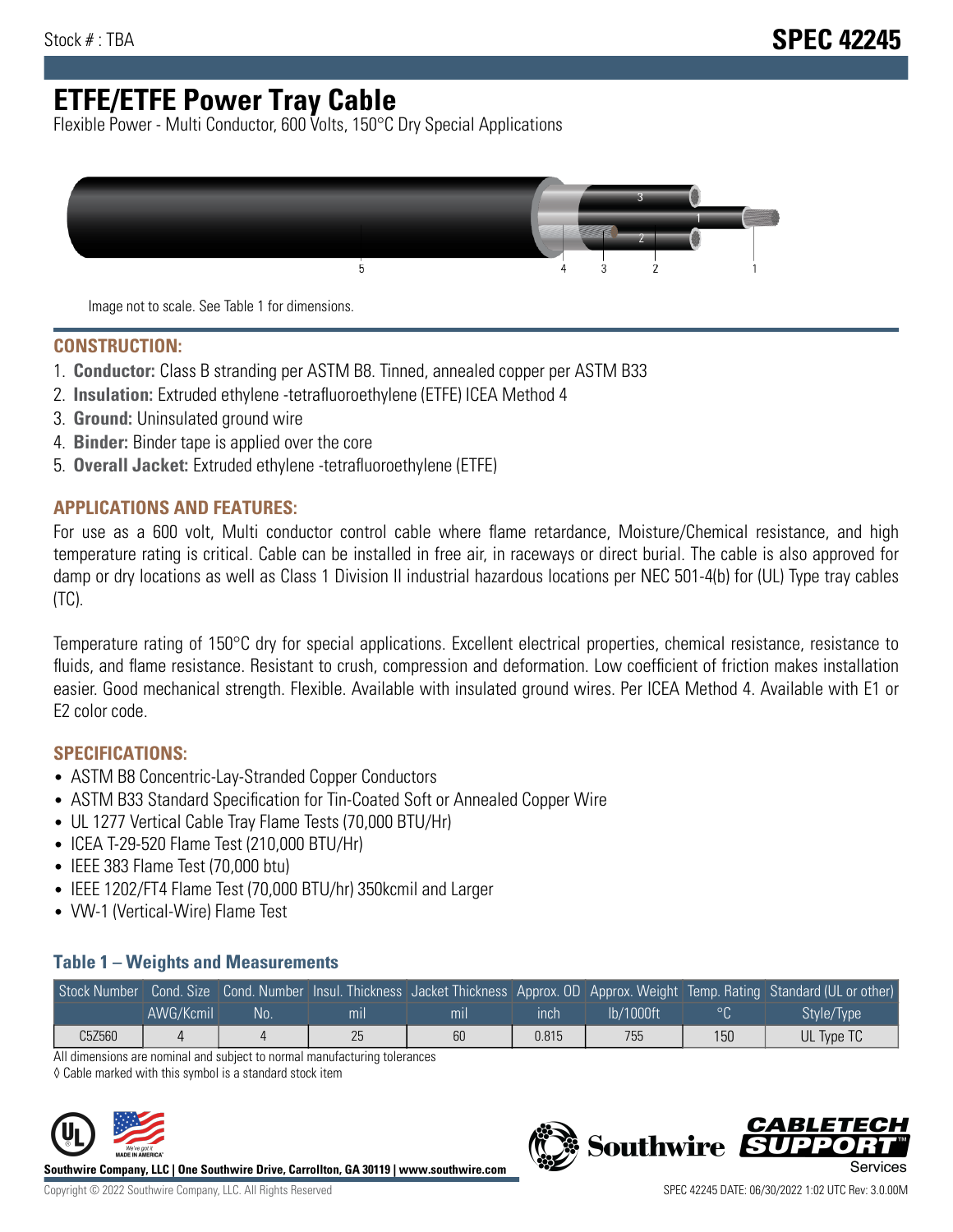Stock # : TBA

# SPEC 42245

# ETFE/ETFE Power Tray Cable

Flexible Power - Multi Conductor, 600 Volts, 150°C Dry Special Applications

Image not to scale. See Table 1 for dimensions.

## CONSTRUCTION:

1. **Conductor:** Class B stranding per ASTM B8. Tinned, annealed copper per ASTM B33
2. **Insulation:** Extruded ethylene -tetrafluoroethylene (ETFE) ICEA Method 4
3. **Ground:** Uninsulated ground wire
4. **Binder:** Binder tape is applied over the core
5. **Overall Jacket:** Extruded ethylene -tetrafluoroethylene (ETFE)

## APPLICATIONS AND FEATURES:

For use as a 600 volt, Multi conductor control cable where flame retardance, Moisture/Chemical resistance, and high temperature rating is critical. Cable can be installed in free air, in raceways or direct burial. The cable is also approved for damp or dry locations as well as Class 1 Division II industrial hazardous locations per NEC 501-4(b) for (UL) Type tray cables (TC).

Temperature rating of 150°C dry for special applications. Excellent electrical properties, chemical resistance, resistance to fluids, and flame resistance. Resistant to crush, compression and deformation. Low coefficient of friction makes installation easier. Good mechanical strength. Flexible. Available with insulated ground wires. Per ICEA Method 4. Available with E1 or E2 color code.

## SPECIFICATIONS:

- ASTM B8 Concentric-Lay-Stranded Copper Conductors
- ASTM B33 Standard Specification for Tin-Coated Soft or Annealed Copper Wire
- UL 1277 Vertical Cable Tray Flame Tests (70,000 BTU/Hr)
- ICEA T-29-520 Flame Test (210,000 BTU/Hr)
- IEEE 383 Flame Test (70,000 btu)
- IEEE 1202/FT4 Flame Test (70,000 BTU/hr) 350kcmil and Larger
- VW-1 (Vertical-Wire) Flame Test

### Table 1 – Weights and Measurements

| Stock Number | Cond. Size | Cond. Number | Insul. Thickness | Jacket Thickness | Approx. OD | Approx. Weight | Temp. Rating | Standard (UL or other) |
|---|---|---|---|---|---|---|---|---|
| | AWG/Kcmil | No. | mil | mil | inch | lb/1000ft | °C | Style/Type |
| C5Z560 | 4 | 4 | 25 | 60 | 0.815 | 755 | 150 | UL Type TC |

All dimensions are nominal and subject to normal manufacturing tolerances

◊ Cable marked with this symbol is a standard stock item

**Southwire Company, LLC | One Southwire Drive, Carrollton, GA 30119 | www.southwire.com**

Copyright © 2022 Southwire Company, LLC. All Rights Reserved

SPEC 42245 DATE: 06/30/2022 1:02 UTC Rev: 3.0.00M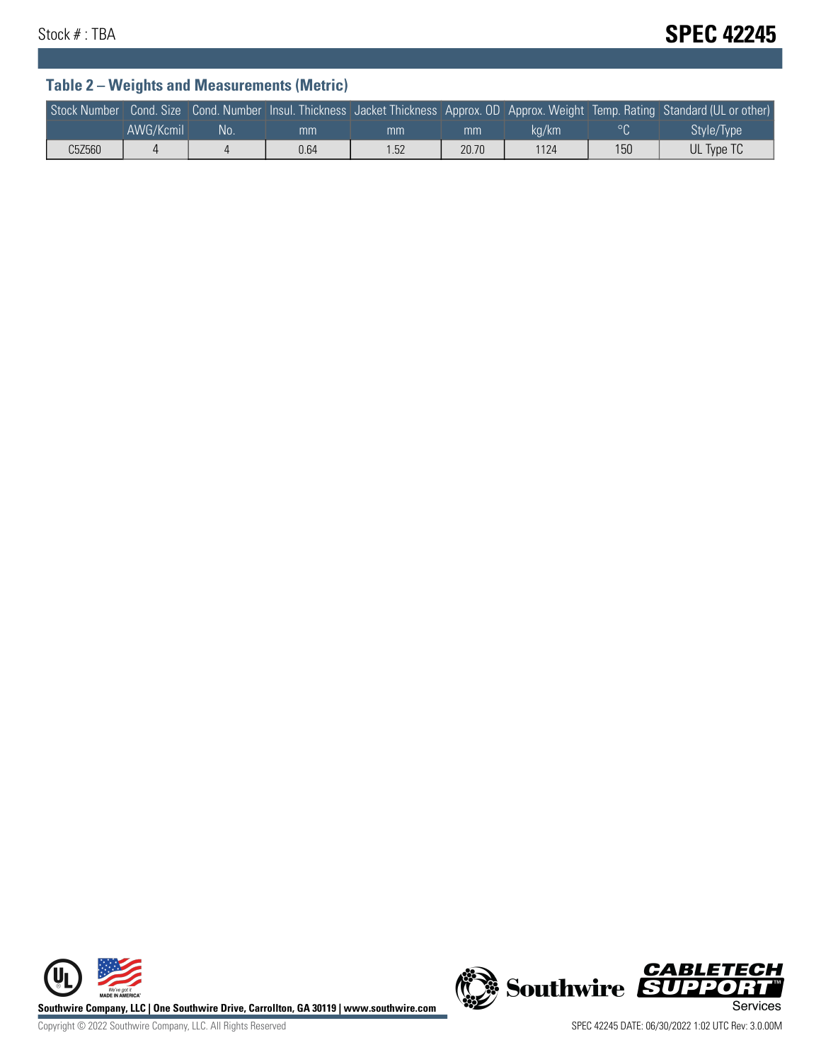### Table 2 – Weights and Measurements (Metric)

| Stock Number | Cond. Size | Cond. Number | Insul. Thickness | Jacket Thickness | Approx. OD | Approx. Weight | Temp. Rating | Standard (UL or other) |
|---|---|---|---|---|---|---|---|---|
| | AWG/Kcmil | No. | mm | mm | mm | kg/km | °C | Style/Type |
| C5Z560 | 4 | 4 | 0.64 | 1.52 | 20.70 | 1124 | 150 | UL Type TC |